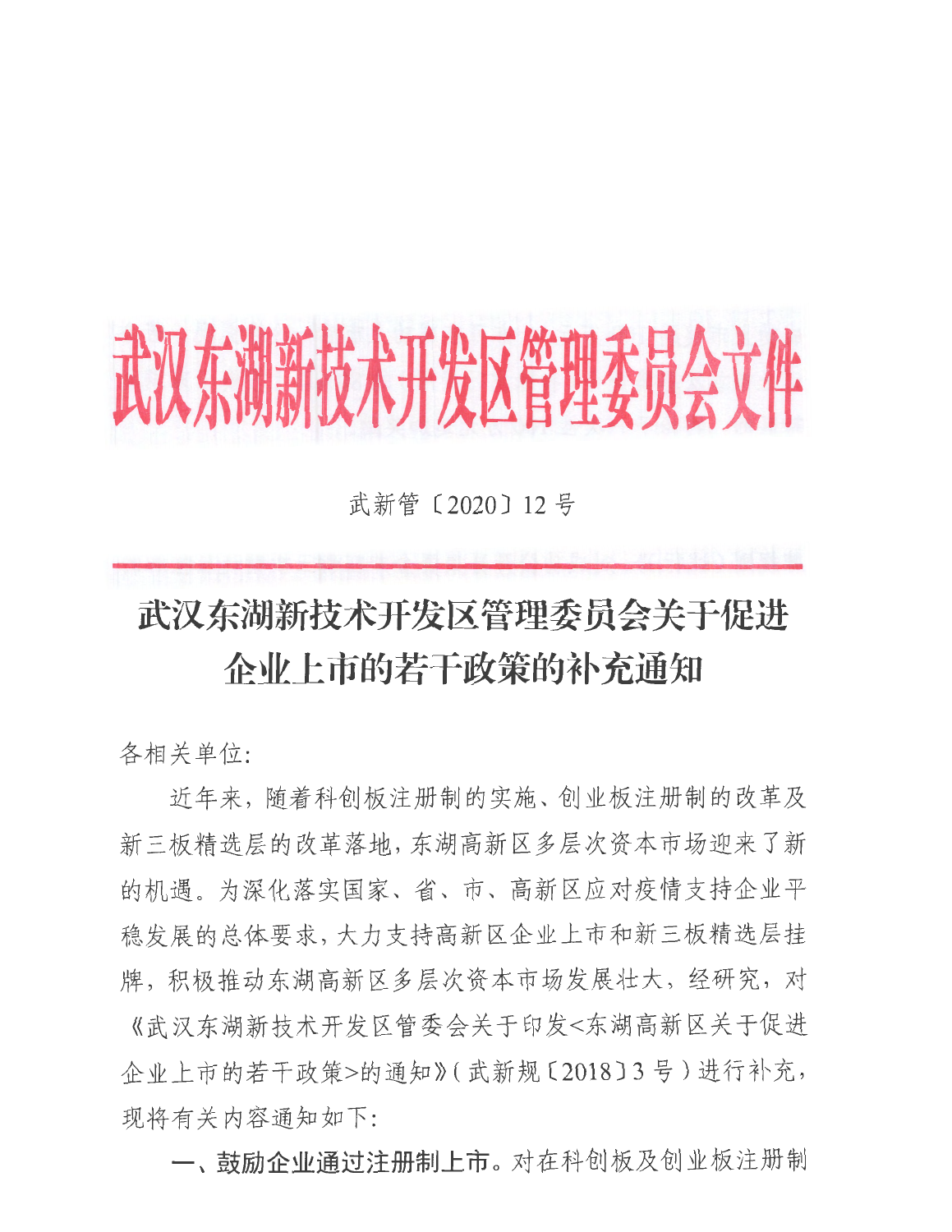# 武汉东湖新技术开发区管理委员会文件

武新管〔2020〕12 号

## 武汉东湖新技术开发区管理委员会关于促进企业上市的若干政策的补充通知

各相关单位:

近年来，随着科创板注册制的实施、创业板注册制的改革及新三板精选层的改革落地，东湖高新区多层次资本市场迎来了新的机遇。为深化落实国家、省、市、高新区应对疫情支持企业平稳发展的总体要求，大力支持高新区企业上市和新三板精选层挂牌，积极推动东湖高新区多层次资本市场发展壮大，经研究，对《武汉东湖新技术开发区管委会关于印发<东湖高新区关于促进企业上市的若干政策>的通知》（武新规〔2018〕3 号）进行补充，现将有关内容通知如下:

**一、鼓励企业通过注册制上市。**对在科创板及创业板注册制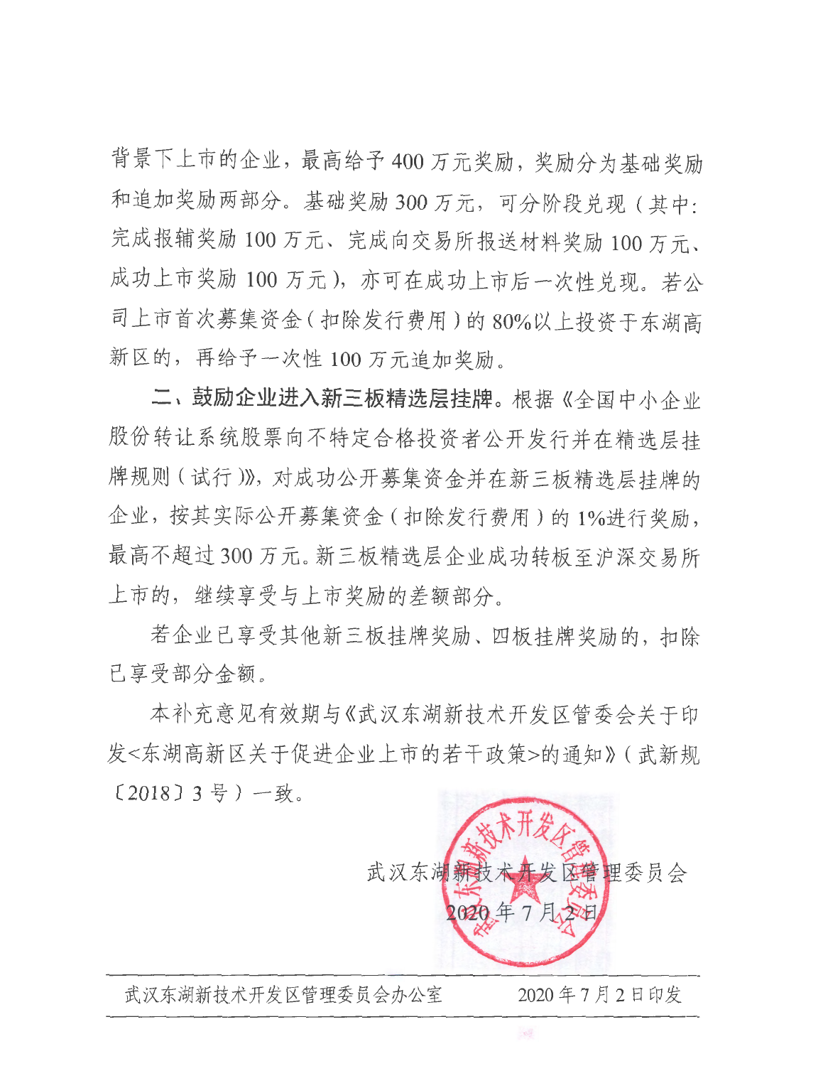背景下上市的企业，最高给予400万元奖励，奖励分为基础奖励和追加奖励两部分。基础奖励300万元，可分阶段兑现（其中：完成报辅奖励100万元、完成向交易所报送材料奖励100万元、成功上市奖励100万元），亦可在成功上市后一次性兑现。若公司上市首次募集资金（扣除发行费用）的80%以上投资于东湖高新区的，再给予一次性100万元追加奖励。

**二、鼓励企业进入新三板精选层挂牌。**根据《全国中小企业股份转让系统股票向不特定合格投资者公开发行并在精选层挂牌规则（试行）》，对成功公开募集资金并在新三板精选层挂牌的企业，按其实际公开募集资金（扣除发行费用）的1%进行奖励，最高不超过300万元。新三板精选层企业成功转板至沪深交易所上市的，继续享受与上市奖励的差额部分。

若企业已享受其他新三板挂牌奖励、四板挂牌奖励的，扣除已享受部分金额。

本补充意见有效期与《武汉东湖新技术开发区管委会关于印发<东湖高新区关于促进企业上市的若干政策>的通知》（武新规〔2018〕3号）一致。

武汉东湖新技术开发区管理委员会

2020年7月2日

---

武汉东湖新技术开发区管理委员会办公室　　2020年7月2日印发